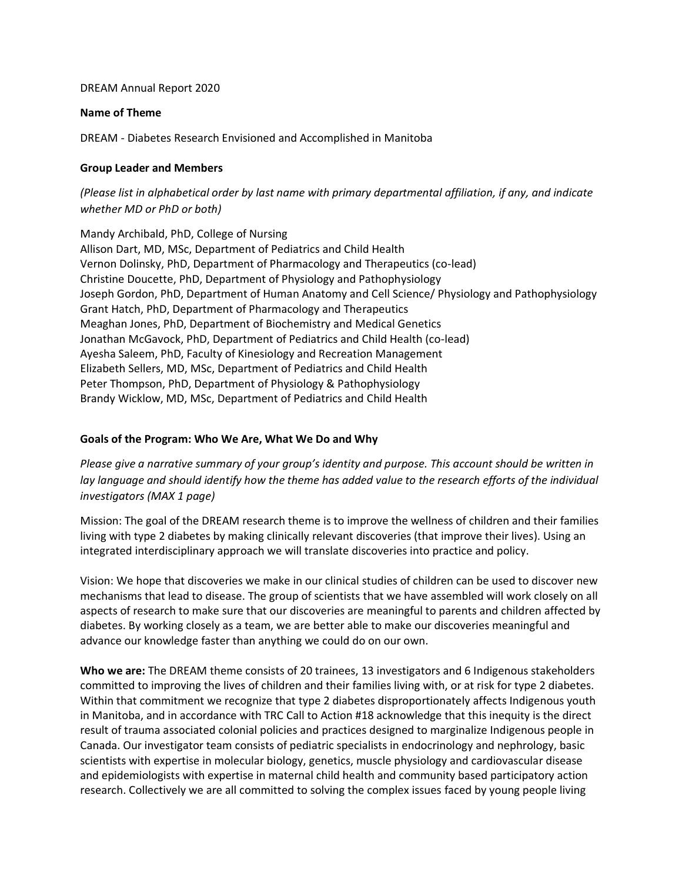DREAM Annual Report 2020

**Name of Theme**

DREAM - Diabetes Research Envisioned and Accomplished in Manitoba

**Group Leader and Members**

*(Please list in alphabetical order by last name with primary departmental affiliation, if any, and indicate whether MD or PhD or both)*

Mandy Archibald, PhD, College of Nursing
Allison Dart, MD, MSc, Department of Pediatrics and Child Health
Vernon Dolinsky, PhD, Department of Pharmacology and Therapeutics (co-lead)
Christine Doucette, PhD, Department of Physiology and Pathophysiology
Joseph Gordon, PhD, Department of Human Anatomy and Cell Science/ Physiology and Pathophysiology
Grant Hatch, PhD, Department of Pharmacology and Therapeutics
Meaghan Jones, PhD, Department of Biochemistry and Medical Genetics
Jonathan McGavock, PhD, Department of Pediatrics and Child Health (co-lead)
Ayesha Saleem, PhD, Faculty of Kinesiology and Recreation Management
Elizabeth Sellers, MD, MSc, Department of Pediatrics and Child Health
Peter Thompson, PhD, Department of Physiology & Pathophysiology
Brandy Wicklow, MD, MSc, Department of Pediatrics and Child Health

**Goals of the Program: Who We Are, What We Do and Why**

*Please give a narrative summary of your group's identity and purpose. This account should be written in lay language and should identify how the theme has added value to the research efforts of the individual investigators (MAX 1 page)*

Mission: The goal of the DREAM research theme is to improve the wellness of children and their families living with type 2 diabetes by making clinically relevant discoveries (that improve their lives). Using an integrated interdisciplinary approach we will translate discoveries into practice and policy.

Vision: We hope that discoveries we make in our clinical studies of children can be used to discover new mechanisms that lead to disease. The group of scientists that we have assembled will work closely on all aspects of research to make sure that our discoveries are meaningful to parents and children affected by diabetes. By working closely as a team, we are better able to make our discoveries meaningful and advance our knowledge faster than anything we could do on our own.

**Who we are:** The DREAM theme consists of 20 trainees, 13 investigators and 6 Indigenous stakeholders committed to improving the lives of children and their families living with, or at risk for type 2 diabetes. Within that commitment we recognize that type 2 diabetes disproportionately affects Indigenous youth in Manitoba, and in accordance with TRC Call to Action #18 acknowledge that this inequity is the direct result of trauma associated colonial policies and practices designed to marginalize Indigenous people in Canada. Our investigator team consists of pediatric specialists in endocrinology and nephrology, basic scientists with expertise in molecular biology, genetics, muscle physiology and cardiovascular disease and epidemiologists with expertise in maternal child health and community based participatory action research. Collectively we are all committed to solving the complex issues faced by young people living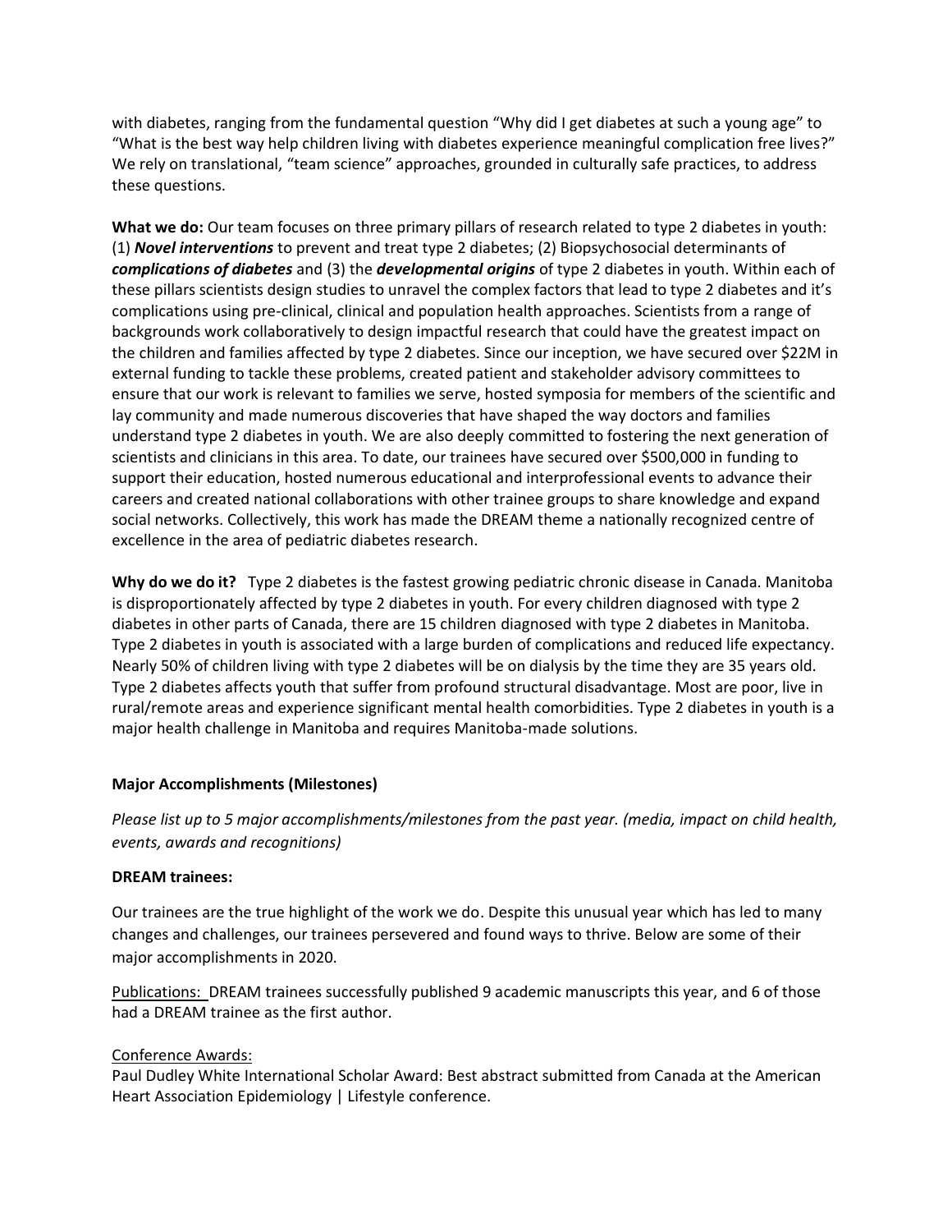with diabetes, ranging from the fundamental question "Why did I get diabetes at such a young age" to "What is the best way help children living with diabetes experience meaningful complication free lives?" We rely on translational, "team science" approaches, grounded in culturally safe practices, to address these questions.

**What we do:** Our team focuses on three primary pillars of research related to type 2 diabetes in youth: (1) ***Novel interventions*** to prevent and treat type 2 diabetes; (2) Biopsychosocial determinants of ***complications of diabetes*** and (3) the ***developmental origins*** of type 2 diabetes in youth. Within each of these pillars scientists design studies to unravel the complex factors that lead to type 2 diabetes and it's complications using pre-clinical, clinical and population health approaches. Scientists from a range of backgrounds work collaboratively to design impactful research that could have the greatest impact on the children and families affected by type 2 diabetes. Since our inception, we have secured over $22M in external funding to tackle these problems, created patient and stakeholder advisory committees to ensure that our work is relevant to families we serve, hosted symposia for members of the scientific and lay community and made numerous discoveries that have shaped the way doctors and families understand type 2 diabetes in youth. We are also deeply committed to fostering the next generation of scientists and clinicians in this area. To date, our trainees have secured over $500,000 in funding to support their education, hosted numerous educational and interprofessional events to advance their careers and created national collaborations with other trainee groups to share knowledge and expand social networks. Collectively, this work has made the DREAM theme a nationally recognized centre of excellence in the area of pediatric diabetes research.

**Why do we do it?** Type 2 diabetes is the fastest growing pediatric chronic disease in Canada. Manitoba is disproportionately affected by type 2 diabetes in youth. For every children diagnosed with type 2 diabetes in other parts of Canada, there are 15 children diagnosed with type 2 diabetes in Manitoba. Type 2 diabetes in youth is associated with a large burden of complications and reduced life expectancy. Nearly 50% of children living with type 2 diabetes will be on dialysis by the time they are 35 years old. Type 2 diabetes affects youth that suffer from profound structural disadvantage. Most are poor, live in rural/remote areas and experience significant mental health comorbidities. Type 2 diabetes in youth is a major health challenge in Manitoba and requires Manitoba-made solutions.

**Major Accomplishments (Milestones)**

*Please list up to 5 major accomplishments/milestones from the past year. (media, impact on child health, events, awards and recognitions)*

**DREAM trainees:**

Our trainees are the true highlight of the work we do. Despite this unusual year which has led to many changes and challenges, our trainees persevered and found ways to thrive. Below are some of their major accomplishments in 2020.

<u>Publications:</u> DREAM trainees successfully published 9 academic manuscripts this year, and 6 of those had a DREAM trainee as the first author.

<u>Conference Awards:</u>
Paul Dudley White International Scholar Award: Best abstract submitted from Canada at the American Heart Association Epidemiology | Lifestyle conference.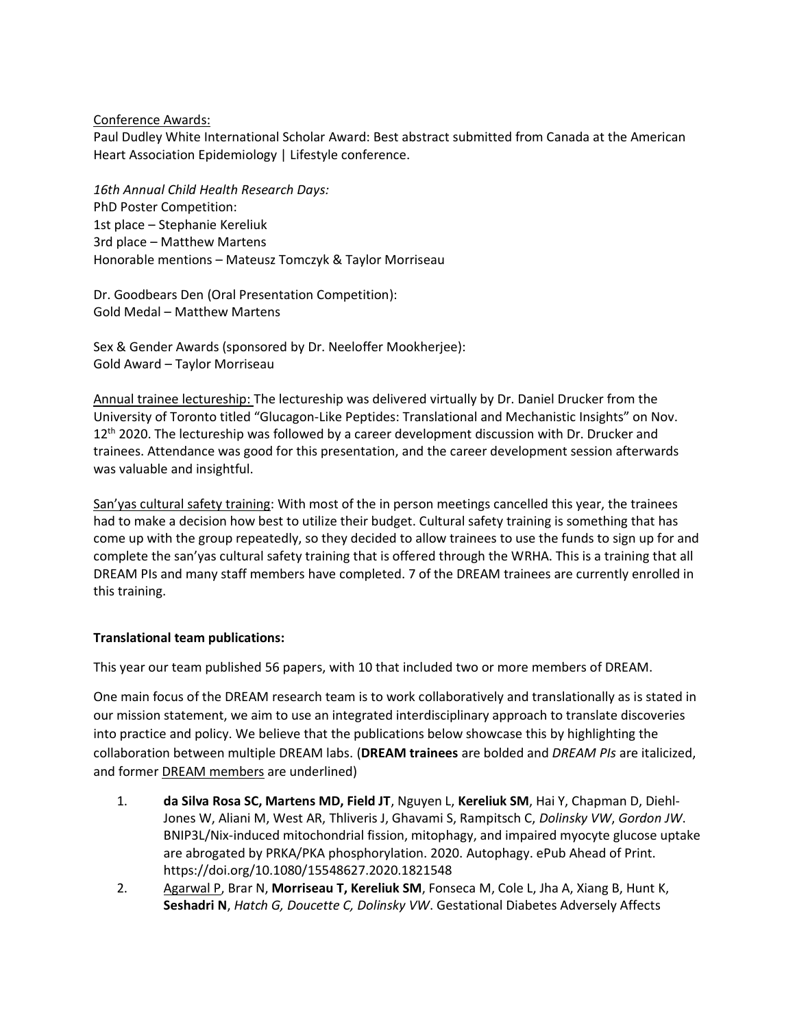Conference Awards:
Paul Dudley White International Scholar Award: Best abstract submitted from Canada at the American Heart Association Epidemiology | Lifestyle conference.

*16th Annual Child Health Research Days:*
PhD Poster Competition:
1st place – Stephanie Kereliuk
3rd place – Matthew Martens
Honorable mentions – Mateusz Tomczyk & Taylor Morriseau

Dr. Goodbears Den (Oral Presentation Competition):
Gold Medal – Matthew Martens

Sex & Gender Awards (sponsored by Dr. Neeloffer Mookherjee):
Gold Award – Taylor Morriseau

Annual trainee lectureship: The lectureship was delivered virtually by Dr. Daniel Drucker from the University of Toronto titled "Glucagon-Like Peptides: Translational and Mechanistic Insights" on Nov. 12th 2020. The lectureship was followed by a career development discussion with Dr. Drucker and trainees. Attendance was good for this presentation, and the career development session afterwards was valuable and insightful.

San'yas cultural safety training: With most of the in person meetings cancelled this year, the trainees had to make a decision how best to utilize their budget. Cultural safety training is something that has come up with the group repeatedly, so they decided to allow trainees to use the funds to sign up for and complete the san'yas cultural safety training that is offered through the WRHA. This is a training that all DREAM PIs and many staff members have completed. 7 of the DREAM trainees are currently enrolled in this training.

**Translational team publications:**

This year our team published 56 papers, with 10 that included two or more members of DREAM.

One main focus of the DREAM research team is to work collaboratively and translationally as is stated in our mission statement, we aim to use an integrated interdisciplinary approach to translate discoveries into practice and policy. We believe that the publications below showcase this by highlighting the collaboration between multiple DREAM labs. (**DREAM trainees** are bolded and *DREAM PIs* are italicized, and former DREAM members are underlined)

1. **da Silva Rosa SC, Martens MD, Field JT**, Nguyen L, **Kereliuk SM**, Hai Y, Chapman D, Diehl-Jones W, Aliani M, West AR, Thliveris J, Ghavami S, Rampitsch C, *Dolinsky VW*, *Gordon JW*. BNIP3L/Nix-induced mitochondrial fission, mitophagy, and impaired myocyte glucose uptake are abrogated by PRKA/PKA phosphorylation. 2020. Autophagy. ePub Ahead of Print. https://doi.org/10.1080/15548627.2020.1821548
2. Agarwal P, Brar N, **Morriseau T, Kereliuk SM**, Fonseca M, Cole L, Jha A, Xiang B, Hunt K, **Seshadri N**, *Hatch G, Doucette C, Dolinsky VW*. Gestational Diabetes Adversely Affects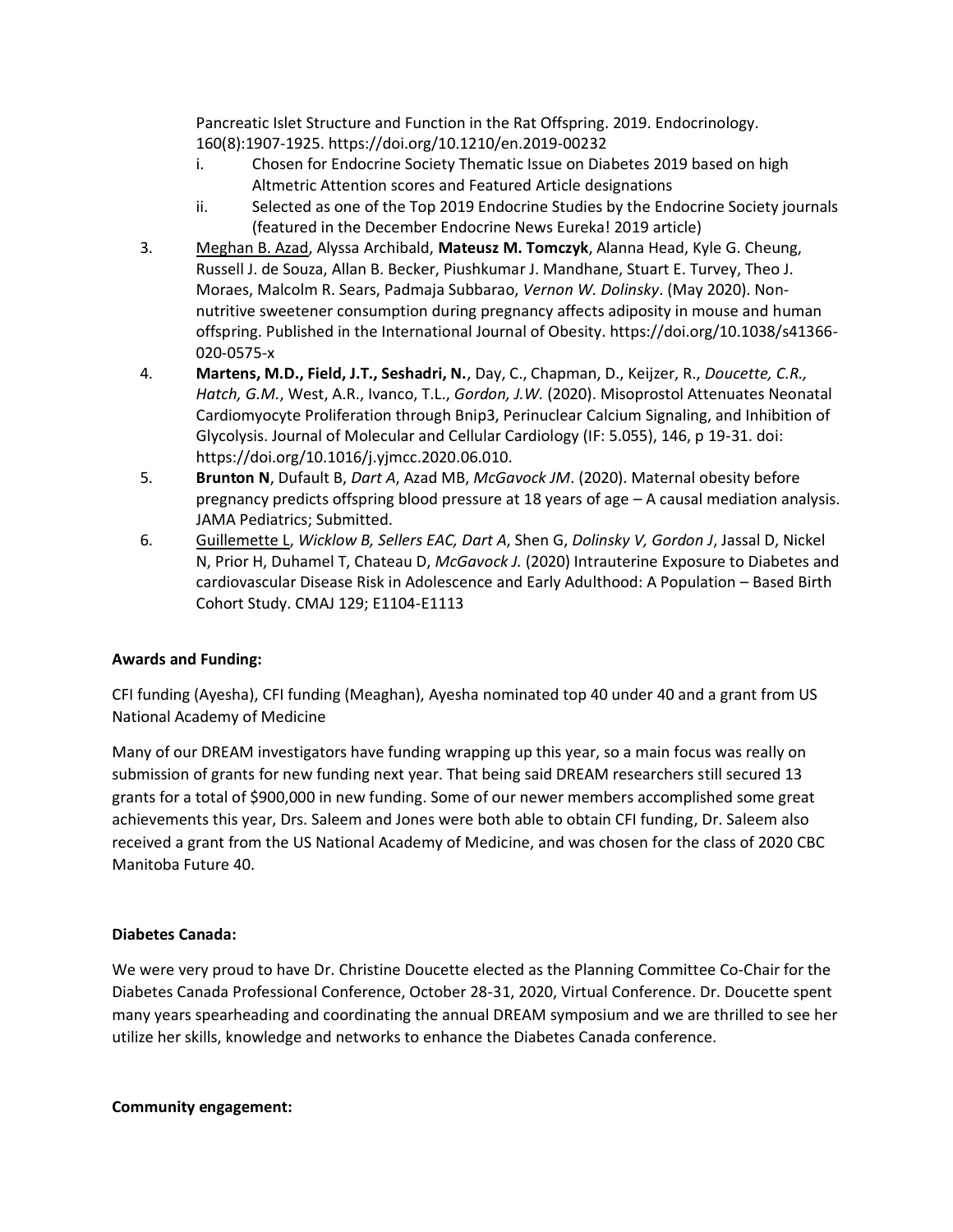Pancreatic Islet Structure and Function in the Rat Offspring. 2019. Endocrinology. 160(8):1907-1925. https://doi.org/10.1210/en.2019-00232

   i. Chosen for Endocrine Society Thematic Issue on Diabetes 2019 based on high Altmetric Attention scores and Featured Article designations
   ii. Selected as one of the Top 2019 Endocrine Studies by the Endocrine Society journals (featured in the December Endocrine News Eureka! 2019 article)

3. <u>Meghan B. Azad</u>, Alyssa Archibald, **Mateusz M. Tomczyk**, Alanna Head, Kyle G. Cheung, Russell J. de Souza, Allan B. Becker, Piushkumar J. Mandhane, Stuart E. Turvey, Theo J. Moraes, Malcolm R. Sears, Padmaja Subbarao, *Vernon W. Dolinsky*. (May 2020). Non-nutritive sweetener consumption during pregnancy affects adiposity in mouse and human offspring. Published in the International Journal of Obesity. https://doi.org/10.1038/s41366-020-0575-x
4. **Martens, M.D., Field, J.T., Seshadri, N.**, Day, C., Chapman, D., Keijzer, R., *Doucette, C.R., Hatch, G.M.*, West, A.R., Ivanco, T.L., *Gordon, J.W.* (2020). Misoprostol Attenuates Neonatal Cardiomyocyte Proliferation through Bnip3, Perinuclear Calcium Signaling, and Inhibition of Glycolysis. Journal of Molecular and Cellular Cardiology (IF: 5.055), 146, p 19-31. doi: https://doi.org/10.1016/j.yjmcc.2020.06.010.
5. **Brunton N**, Dufault B, *Dart A*, Azad MB, *McGavock JM*. (2020). Maternal obesity before pregnancy predicts offspring blood pressure at 18 years of age – A causal mediation analysis. JAMA Pediatrics; Submitted.
6. <u>Guillemette L</u>, *Wicklow B, Sellers EAC, Dart A*, Shen G, *Dolinsky V, Gordon J*, Jassal D, Nickel N, Prior H, Duhamel T, Chateau D, *McGavock J.* (2020) Intrauterine Exposure to Diabetes and cardiovascular Disease Risk in Adolescence and Early Adulthood: A Population – Based Birth Cohort Study. CMAJ 129; E1104-E1113

**Awards and Funding:**

CFI funding (Ayesha), CFI funding (Meaghan), Ayesha nominated top 40 under 40 and a grant from US National Academy of Medicine

Many of our DREAM investigators have funding wrapping up this year, so a main focus was really on submission of grants for new funding next year. That being said DREAM researchers still secured 13 grants for a total of $900,000 in new funding. Some of our newer members accomplished some great achievements this year, Drs. Saleem and Jones were both able to obtain CFI funding, Dr. Saleem also received a grant from the US National Academy of Medicine, and was chosen for the class of 2020 CBC Manitoba Future 40.

**Diabetes Canada:**

We were very proud to have Dr. Christine Doucette elected as the Planning Committee Co-Chair for the Diabetes Canada Professional Conference, October 28-31, 2020, Virtual Conference. Dr. Doucette spent many years spearheading and coordinating the annual DREAM symposium and we are thrilled to see her utilize her skills, knowledge and networks to enhance the Diabetes Canada conference.

**Community engagement:**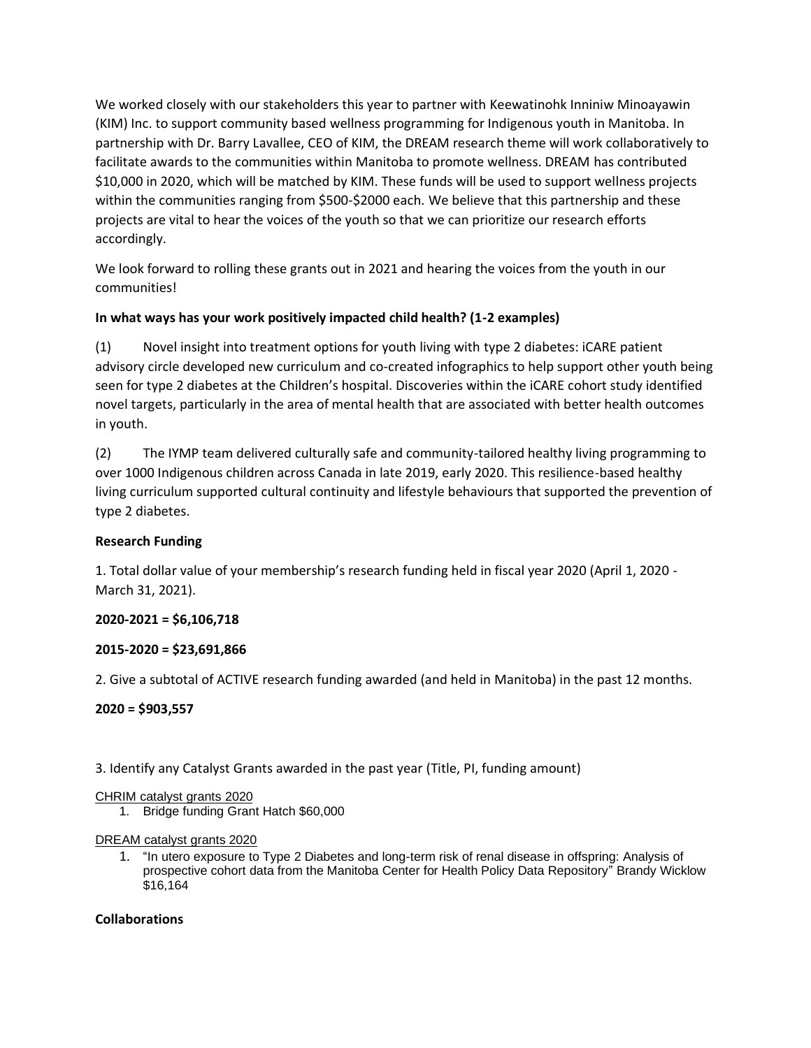We worked closely with our stakeholders this year to partner with Keewatinohk Inniniw Minoayawin (KIM) Inc. to support community based wellness programming for Indigenous youth in Manitoba. In partnership with Dr. Barry Lavallee, CEO of KIM, the DREAM research theme will work collaboratively to facilitate awards to the communities within Manitoba to promote wellness. DREAM has contributed $10,000 in 2020, which will be matched by KIM. These funds will be used to support wellness projects within the communities ranging from $500-$2000 each. We believe that this partnership and these projects are vital to hear the voices of the youth so that we can prioritize our research efforts accordingly.

We look forward to rolling these grants out in 2021 and hearing the voices from the youth in our communities!

**In what ways has your work positively impacted child health? (1-2 examples)**

(1) Novel insight into treatment options for youth living with type 2 diabetes: iCARE patient advisory circle developed new curriculum and co-created infographics to help support other youth being seen for type 2 diabetes at the Children's hospital. Discoveries within the iCARE cohort study identified novel targets, particularly in the area of mental health that are associated with better health outcomes in youth.

(2) The IYMP team delivered culturally safe and community-tailored healthy living programming to over 1000 Indigenous children across Canada in late 2019, early 2020. This resilience-based healthy living curriculum supported cultural continuity and lifestyle behaviours that supported the prevention of type 2 diabetes.

**Research Funding**

1. Total dollar value of your membership's research funding held in fiscal year 2020 (April 1, 2020 - March 31, 2021).

**2020-2021 = $6,106,718**

**2015-2020 = $23,691,866**

2. Give a subtotal of ACTIVE research funding awarded (and held in Manitoba) in the past 12 months.

**2020 = $903,557**

3. Identify any Catalyst Grants awarded in the past year (Title, PI, funding amount)

CHRIM catalyst grants 2020

1. Bridge funding Grant Hatch $60,000

DREAM catalyst grants 2020

1. "In utero exposure to Type 2 Diabetes and long-term risk of renal disease in offspring: Analysis of prospective cohort data from the Manitoba Center for Health Policy Data Repository" Brandy Wicklow $16,164

**Collaborations**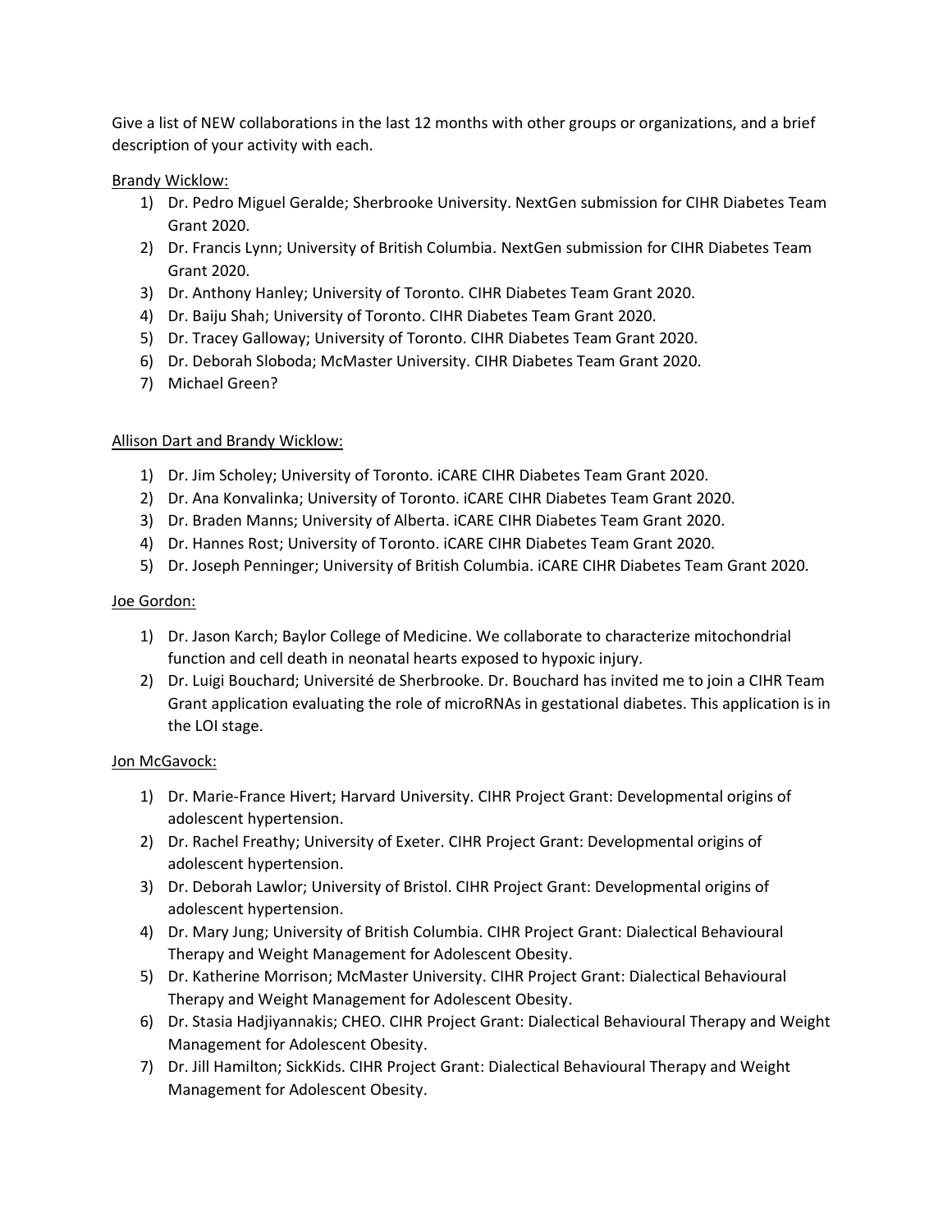Give a list of NEW collaborations in the last 12 months with other groups or organizations, and a brief description of your activity with each.

<u>Brandy Wicklow:</u>

1) Dr. Pedro Miguel Geralde; Sherbrooke University. NextGen submission for CIHR Diabetes Team Grant 2020.
2) Dr. Francis Lynn; University of British Columbia. NextGen submission for CIHR Diabetes Team Grant 2020.
3) Dr. Anthony Hanley; University of Toronto. CIHR Diabetes Team Grant 2020.
4) Dr. Baiju Shah; University of Toronto. CIHR Diabetes Team Grant 2020.
5) Dr. Tracey Galloway; University of Toronto. CIHR Diabetes Team Grant 2020.
6) Dr. Deborah Sloboda; McMaster University. CIHR Diabetes Team Grant 2020.
7) Michael Green?

<u>Allison Dart and Brandy Wicklow:</u>

1) Dr. Jim Scholey; University of Toronto. iCARE CIHR Diabetes Team Grant 2020.
2) Dr. Ana Konvalinka; University of Toronto. iCARE CIHR Diabetes Team Grant 2020.
3) Dr. Braden Manns; University of Alberta. iCARE CIHR Diabetes Team Grant 2020.
4) Dr. Hannes Rost; University of Toronto. iCARE CIHR Diabetes Team Grant 2020.
5) Dr. Joseph Penninger; University of British Columbia. iCARE CIHR Diabetes Team Grant 2020.

<u>Joe Gordon:</u>

1) Dr. Jason Karch; Baylor College of Medicine. We collaborate to characterize mitochondrial function and cell death in neonatal hearts exposed to hypoxic injury.
2) Dr. Luigi Bouchard; Université de Sherbrooke. Dr. Bouchard has invited me to join a CIHR Team Grant application evaluating the role of microRNAs in gestational diabetes. This application is in the LOI stage.

<u>Jon McGavock:</u>

1) Dr. Marie-France Hivert; Harvard University. CIHR Project Grant: Developmental origins of adolescent hypertension.
2) Dr. Rachel Freathy; University of Exeter. CIHR Project Grant: Developmental origins of adolescent hypertension.
3) Dr. Deborah Lawlor; University of Bristol. CIHR Project Grant: Developmental origins of adolescent hypertension.
4) Dr. Mary Jung; University of British Columbia. CIHR Project Grant: Dialectical Behavioural Therapy and Weight Management for Adolescent Obesity.
5) Dr. Katherine Morrison; McMaster University. CIHR Project Grant: Dialectical Behavioural Therapy and Weight Management for Adolescent Obesity.
6) Dr. Stasia Hadjiyannakis; CHEO. CIHR Project Grant: Dialectical Behavioural Therapy and Weight Management for Adolescent Obesity.
7) Dr. Jill Hamilton; SickKids. CIHR Project Grant: Dialectical Behavioural Therapy and Weight Management for Adolescent Obesity.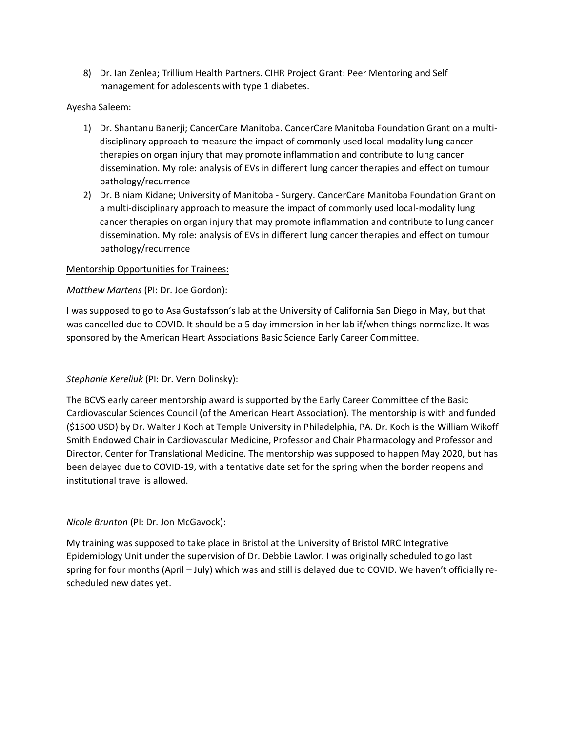8) Dr. Ian Zenlea; Trillium Health Partners. CIHR Project Grant: Peer Mentoring and Self management for adolescents with type 1 diabetes.

Ayesha Saleem:

1) Dr. Shantanu Banerji; CancerCare Manitoba. CancerCare Manitoba Foundation Grant on a multi-disciplinary approach to measure the impact of commonly used local-modality lung cancer therapies on organ injury that may promote inflammation and contribute to lung cancer dissemination. My role: analysis of EVs in different lung cancer therapies and effect on tumour pathology/recurrence
2) Dr. Biniam Kidane; University of Manitoba - Surgery. CancerCare Manitoba Foundation Grant on a multi-disciplinary approach to measure the impact of commonly used local-modality lung cancer therapies on organ injury that may promote inflammation and contribute to lung cancer dissemination. My role: analysis of EVs in different lung cancer therapies and effect on tumour pathology/recurrence

Mentorship Opportunities for Trainees:

*Matthew Martens* (PI: Dr. Joe Gordon):

I was supposed to go to Asa Gustafsson's lab at the University of California San Diego in May, but that was cancelled due to COVID. It should be a 5 day immersion in her lab if/when things normalize. It was sponsored by the American Heart Associations Basic Science Early Career Committee.

*Stephanie Kereliuk* (PI: Dr. Vern Dolinsky):

The BCVS early career mentorship award is supported by the Early Career Committee of the Basic Cardiovascular Sciences Council (of the American Heart Association). The mentorship is with and funded ($1500 USD) by Dr. Walter J Koch at Temple University in Philadelphia, PA. Dr. Koch is the William Wikoff Smith Endowed Chair in Cardiovascular Medicine, Professor and Chair Pharmacology and Professor and Director, Center for Translational Medicine. The mentorship was supposed to happen May 2020, but has been delayed due to COVID-19, with a tentative date set for the spring when the border reopens and institutional travel is allowed.

*Nicole Brunton* (PI: Dr. Jon McGavock):

My training was supposed to take place in Bristol at the University of Bristol MRC Integrative Epidemiology Unit under the supervision of Dr. Debbie Lawlor. I was originally scheduled to go last spring for four months (April – July) which was and still is delayed due to COVID. We haven't officially re-scheduled new dates yet.